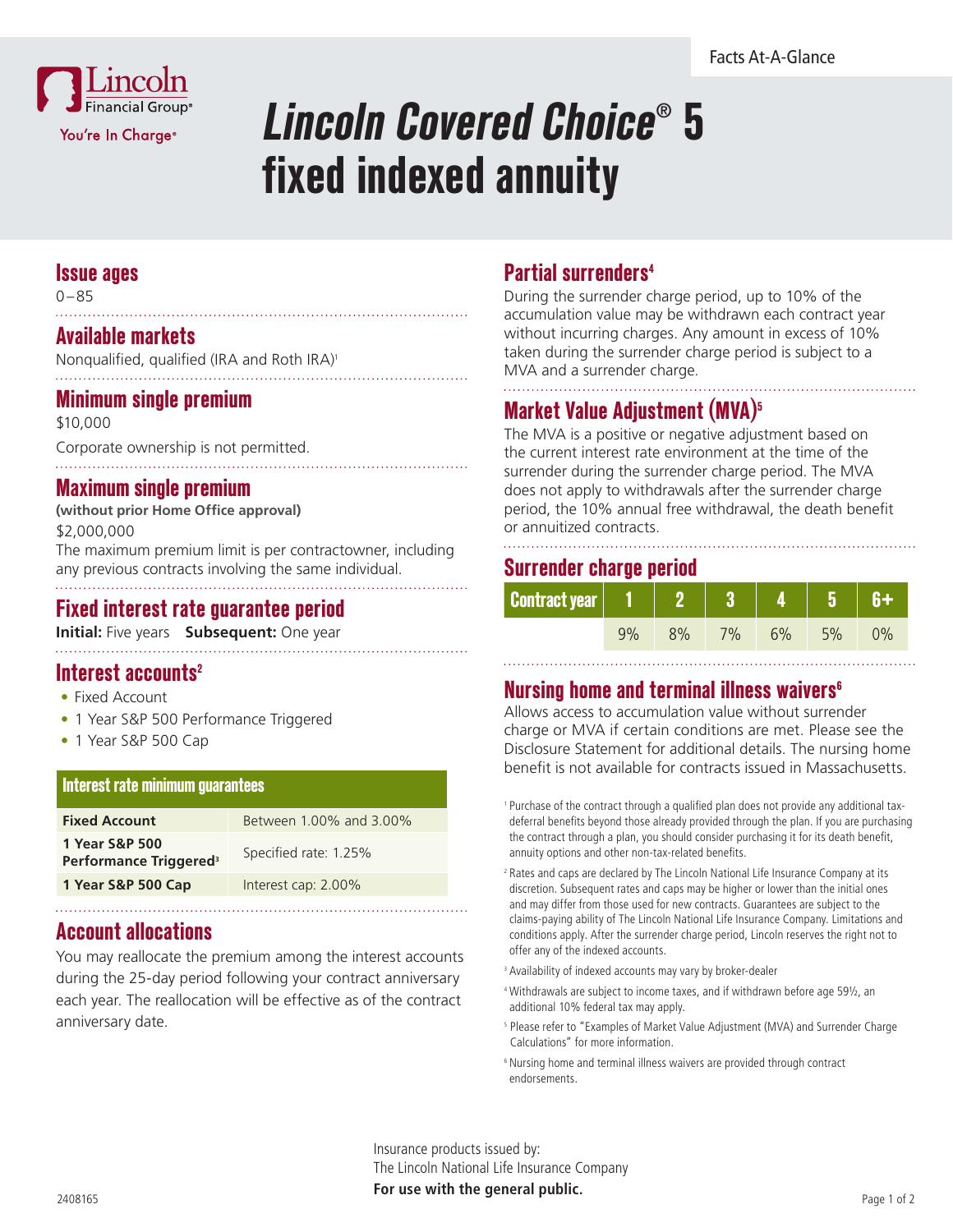Facts At-A-Glance

# *Lincoln Covered Choice®* 5 fixed indexed annuity

## Issue ages

0–85

## Available markets

Nonqualified, qualified (IRA and Roth IRA)[1]

## Minimum single premium

$10,000

Corporate ownership is not permitted.

## Maximum single premium

**(without prior Home Office approval)**

$2,000,000

The maximum premium limit is per contractowner, including any previous contracts involving the same individual.

## Fixed interest rate guarantee period

**Initial:** Five years **Subsequent:** One year

## Interest accounts[2]

- Fixed Account
- 1 Year S&P 500 Performance Triggered
- 1 Year S&P 500 Cap

| Interest rate minimum guarantees | |
|---|---|
| **Fixed Account** | Between 1.00% and 3.00% |
| **1 Year S&P 500 Performance Triggered**[3] | Specified rate: 1.25% |
| **1 Year S&P 500 Cap** | Interest cap: 2.00% |

## Account allocations

You may reallocate the premium among the interest accounts during the 25-day period following your contract anniversary each year. The reallocation will be effective as of the contract anniversary date.

## Partial surrenders[4]

During the surrender charge period, up to 10% of the accumulation value may be withdrawn each contract year without incurring charges. Any amount in excess of 10% taken during the surrender charge period is subject to a MVA and a surrender charge.

## Market Value Adjustment (MVA)[5]

The MVA is a positive or negative adjustment based on the current interest rate environment at the time of the surrender during the surrender charge period. The MVA does not apply to withdrawals after the surrender charge period, the 10% annual free withdrawal, the death benefit or annuitized contracts.

## Surrender charge period

| Contract year | 1 | 2 | 3 | 4 | 5 | 6+ |
|---|---|---|---|---|---|---|
| | 9% | 8% | 7% | 6% | 5% | 0% |

## Nursing home and terminal illness waivers[6]

Allows access to accumulation value without surrender charge or MVA if certain conditions are met. Please see the Disclosure Statement for additional details. The nursing home benefit is not available for contracts issued in Massachusetts.

[1] Purchase of the contract through a qualified plan does not provide any additional tax-deferral benefits beyond those already provided through the plan. If you are purchasing the contract through a plan, you should consider purchasing it for its death benefit, annuity options and other non-tax-related benefits.

[2] Rates and caps are declared by The Lincoln National Life Insurance Company at its discretion. Subsequent rates and caps may be higher or lower than the initial ones and may differ from those used for new contracts. Guarantees are subject to the claims-paying ability of The Lincoln National Life Insurance Company. Limitations and conditions apply. After the surrender charge period, Lincoln reserves the right not to offer any of the indexed accounts.

[3] Availability of indexed accounts may vary by broker-dealer

[4] Withdrawals are subject to income taxes, and if withdrawn before age 59½, an additional 10% federal tax may apply.

[5] Please refer to "Examples of Market Value Adjustment (MVA) and Surrender Charge Calculations" for more information.

[6] Nursing home and terminal illness waivers are provided through contract endorsements.

Insurance products issued by:
The Lincoln National Life Insurance Company
**For use with the general public.**

2408165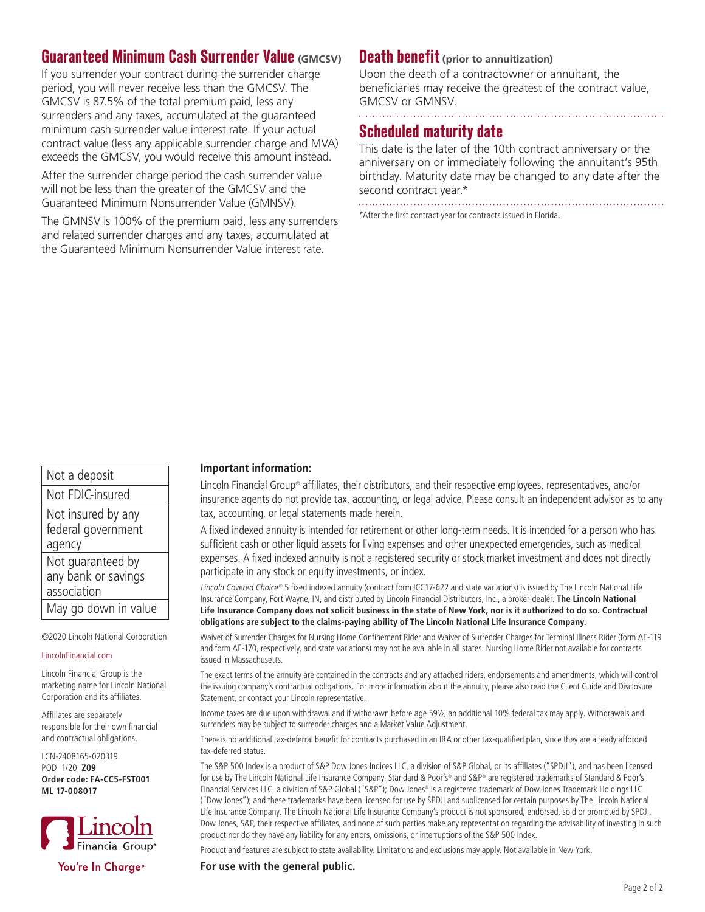## Guaranteed Minimum Cash Surrender Value (GMCSV)

If you surrender your contract during the surrender charge period, you will never receive less than the GMCSV. The GMCSV is 87.5% of the total premium paid, less any surrenders and any taxes, accumulated at the guaranteed minimum cash surrender value interest rate. If your actual contract value (less any applicable surrender charge and MVA) exceeds the GMCSV, you would receive this amount instead.

After the surrender charge period the cash surrender value will not be less than the greater of the GMCSV and the Guaranteed Minimum Nonsurrender Value (GMNSV).

The GMNSV is 100% of the premium paid, less any surrenders and related surrender charges and any taxes, accumulated at the Guaranteed Minimum Nonsurrender Value interest rate.

## Death benefit (prior to annuitization)

Upon the death of a contractowner or annuitant, the beneficiaries may receive the greatest of the contract value, GMCSV or GMNSV.

## Scheduled maturity date

This date is the later of the 10th contract anniversary or the anniversary on or immediately following the annuitant's 95th birthday. Maturity date may be changed to any date after the second contract year.*

*After the first contract year for contracts issued in Florida.

| |
|---|
| Not a deposit |
| Not FDIC-insured |
| Not insured by any federal government agency |
| Not guaranteed by any bank or savings association |
| May go down in value |

©2020 Lincoln National Corporation

LincolnFinancial.com

Lincoln Financial Group is the marketing name for Lincoln National Corporation and its affiliates.

Affiliates are separately responsible for their own financial and contractual obligations.

LCN-2408165-020319
POD 1/20 **Z09**
**Order code: FA-CC5-FST001**
**ML 17-008017**

Lincoln Financial Group®
You're In Charge®

**Important information:**

Lincoln Financial Group® affiliates, their distributors, and their respective employees, representatives, and/or insurance agents do not provide tax, accounting, or legal advice. Please consult an independent advisor as to any tax, accounting, or legal statements made herein.

A fixed indexed annuity is intended for retirement or other long-term needs. It is intended for a person who has sufficient cash or other liquid assets for living expenses and other unexpected emergencies, such as medical expenses. A fixed indexed annuity is not a registered security or stock market investment and does not directly participate in any stock or equity investments, or index.

*Lincoln Covered Choice®* 5 fixed indexed annuity (contract form ICC17-622 and state variations) is issued by The Lincoln National Life Insurance Company, Fort Wayne, IN, and distributed by Lincoln Financial Distributors, Inc., a broker-dealer. **The Lincoln National Life Insurance Company does not solicit business in the state of New York, nor is it authorized to do so. Contractual obligations are subject to the claims-paying ability of The Lincoln National Life Insurance Company.**

Waiver of Surrender Charges for Nursing Home Confinement Rider and Waiver of Surrender Charges for Terminal Illness Rider (form AE-119 and form AE-170, respectively, and state variations) may not be available in all states. Nursing Home Rider not available for contracts issued in Massachusetts.

The exact terms of the annuity are contained in the contracts and any attached riders, endorsements and amendments, which will control the issuing company's contractual obligations. For more information about the annuity, please also read the Client Guide and Disclosure Statement, or contact your Lincoln representative.

Income taxes are due upon withdrawal and if withdrawn before age 59½, an additional 10% federal tax may apply. Withdrawals and surrenders may be subject to surrender charges and a Market Value Adjustment.

There is no additional tax-deferral benefit for contracts purchased in an IRA or other tax-qualified plan, since they are already afforded tax-deferred status.

The S&P 500 Index is a product of S&P Dow Jones Indices LLC, a division of S&P Global, or its affiliates ("SPDJI"), and has been licensed for use by The Lincoln National Life Insurance Company. Standard & Poor's® and S&P® are registered trademarks of Standard & Poor's Financial Services LLC, a division of S&P Global ("S&P"); Dow Jones® is a registered trademark of Dow Jones Trademark Holdings LLC ("Dow Jones"); and these trademarks have been licensed for use by SPDJI and sublicensed for certain purposes by The Lincoln National Life Insurance Company. The Lincoln National Life Insurance Company's product is not sponsored, endorsed, sold or promoted by SPDJI, Dow Jones, S&P, their respective affiliates, and none of such parties make any representation regarding the advisability of investing in such product nor do they have any liability for any errors, omissions, or interruptions of the S&P 500 Index.

Product and features are subject to state availability. Limitations and exclusions may apply. Not available in New York.

**For use with the general public.**